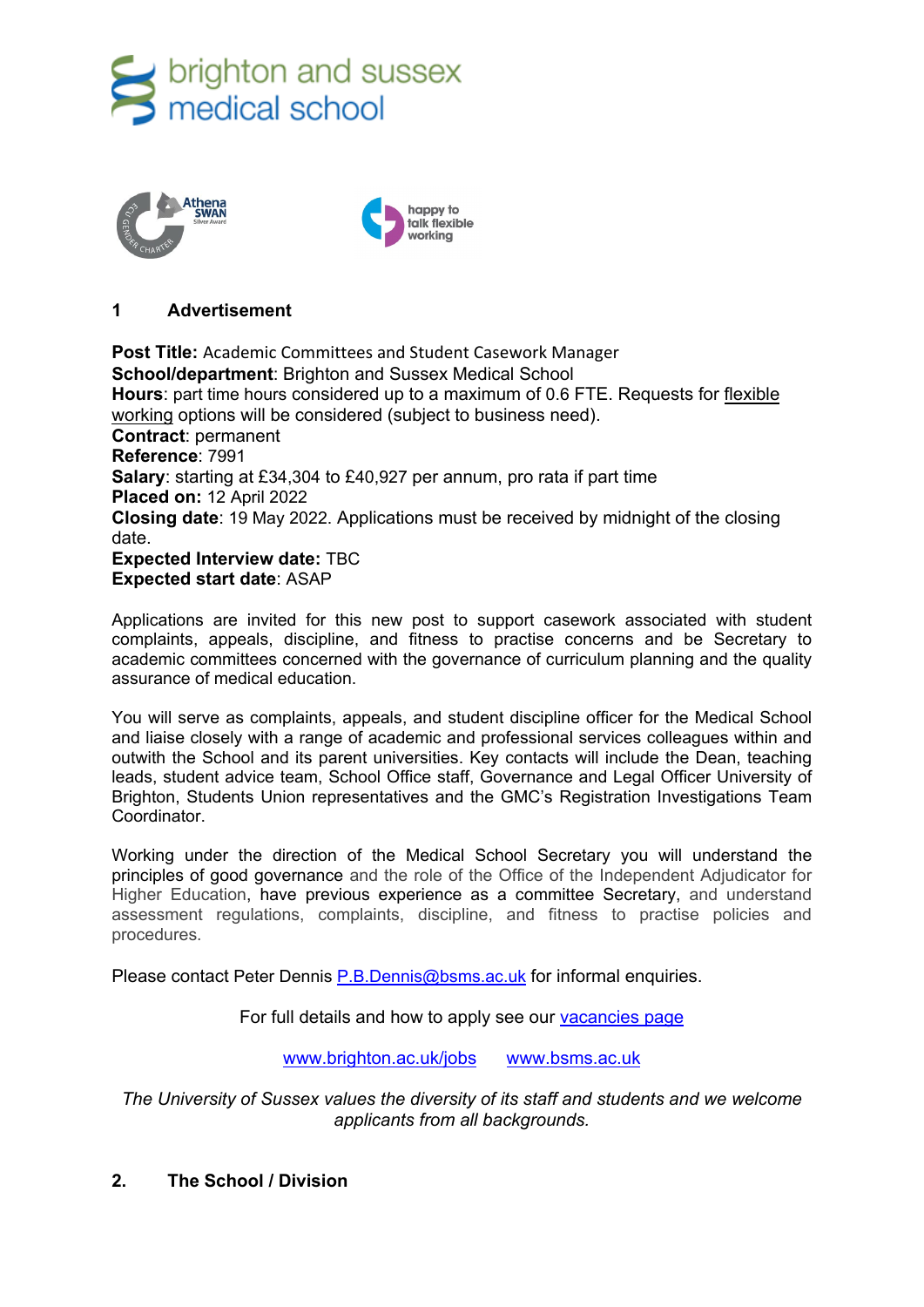## 1 Advertisement

**Post Title:** Academic Committees and Student Casework Manager
**School/department**: Brighton and Sussex Medical School
**Hours**: part time hours considered up to a maximum of 0.6 FTE. Requests for flexible working options will be considered (subject to business need).
**Contract**: permanent
**Reference**: 7991
**Salary**: starting at £34,304 to £40,927 per annum, pro rata if part time
**Placed on:** 12 April 2022
**Closing date**: 19 May 2022. Applications must be received by midnight of the closing date.
**Expected Interview date:** TBC
**Expected start date**: ASAP

Applications are invited for this new post to support casework associated with student complaints, appeals, discipline, and fitness to practise concerns and be Secretary to academic committees concerned with the governance of curriculum planning and the quality assurance of medical education.

You will serve as complaints, appeals, and student discipline officer for the Medical School and liaise closely with a range of academic and professional services colleagues within and outwith the School and its parent universities. Key contacts will include the Dean, teaching leads, student advice team, School Office staff, Governance and Legal Officer University of Brighton, Students Union representatives and the GMC's Registration Investigations Team Coordinator.

Working under the direction of the Medical School Secretary you will understand the principles of good governance and the role of the Office of the Independent Adjudicator for Higher Education, have previous experience as a committee Secretary, and understand assessment regulations, complaints, discipline, and fitness to practise policies and procedures.

Please contact Peter Dennis P.B.Dennis@bsms.ac.uk for informal enquiries.

For full details and how to apply see our vacancies page

www.brighton.ac.uk/jobs www.bsms.ac.uk

*The University of Sussex values the diversity of its staff and students and we welcome applicants from all backgrounds.*

## 2. The School / Division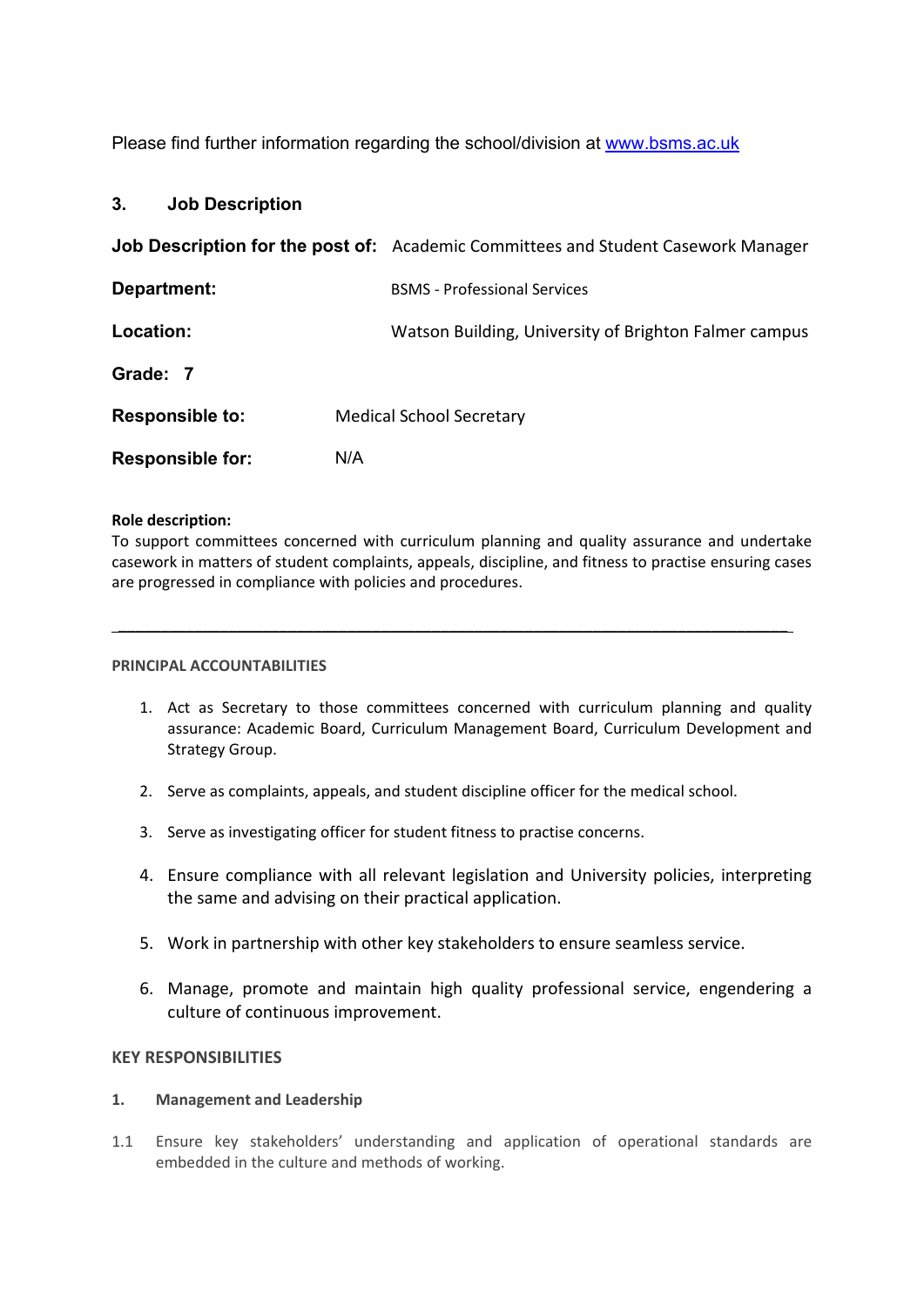Please find further information regarding the school/division at [www.bsms.ac.uk](http://www.bsms.ac.uk)

## 3. Job Description

**Job Description for the post of:** Academic Committees and Student Casework Manager

**Department:** BSMS - Professional Services

**Location:** Watson Building, University of Brighton Falmer campus

**Grade:** 7

**Responsible to:** Medical School Secretary

**Responsible for:** N/A

**Role description:**
To support committees concerned with curriculum planning and quality assurance and undertake casework in matters of student complaints, appeals, discipline, and fitness to practise ensuring cases are progressed in compliance with policies and procedures.

---

### PRINCIPAL ACCOUNTABILITIES

1. Act as Secretary to those committees concerned with curriculum planning and quality assurance: Academic Board, Curriculum Management Board, Curriculum Development and Strategy Group.

2. Serve as complaints, appeals, and student discipline officer for the medical school.

3. Serve as investigating officer for student fitness to practise concerns.

4. Ensure compliance with all relevant legislation and University policies, interpreting the same and advising on their practical application.

5. Work in partnership with other key stakeholders to ensure seamless service.

6. Manage, promote and maintain high quality professional service, engendering a culture of continuous improvement.

### KEY RESPONSIBILITIES

**1. Management and Leadership**

1.1 Ensure key stakeholders' understanding and application of operational standards are embedded in the culture and methods of working.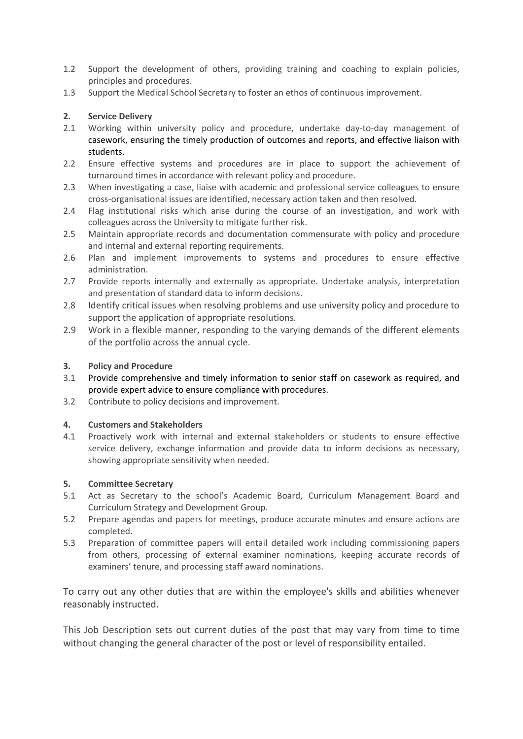1.2 Support the development of others, providing training and coaching to explain policies, principles and procedures.

1.3 Support the Medical School Secretary to foster an ethos of continuous improvement.

**2. Service Delivery**

2.1 Working within university policy and procedure, undertake day-to-day management of casework, ensuring the timely production of outcomes and reports, and effective liaison with students.

2.2 Ensure effective systems and procedures are in place to support the achievement of turnaround times in accordance with relevant policy and procedure.

2.3 When investigating a case, liaise with academic and professional service colleagues to ensure cross-organisational issues are identified, necessary action taken and then resolved.

2.4 Flag institutional risks which arise during the course of an investigation, and work with colleagues across the University to mitigate further risk.

2.5 Maintain appropriate records and documentation commensurate with policy and procedure and internal and external reporting requirements.

2.6 Plan and implement improvements to systems and procedures to ensure effective administration.

2.7 Provide reports internally and externally as appropriate. Undertake analysis, interpretation and presentation of standard data to inform decisions.

2.8 Identify critical issues when resolving problems and use university policy and procedure to support the application of appropriate resolutions.

2.9 Work in a flexible manner, responding to the varying demands of the different elements of the portfolio across the annual cycle.

**3. Policy and Procedure**

3.1 Provide comprehensive and timely information to senior staff on casework as required, and provide expert advice to ensure compliance with procedures.

3.2 Contribute to policy decisions and improvement.

**4. Customers and Stakeholders**

4.1 Proactively work with internal and external stakeholders or students to ensure effective service delivery, exchange information and provide data to inform decisions as necessary, showing appropriate sensitivity when needed.

**5. Committee Secretary**

5.1 Act as Secretary to the school's Academic Board, Curriculum Management Board and Curriculum Strategy and Development Group.

5.2 Prepare agendas and papers for meetings, produce accurate minutes and ensure actions are completed.

5.3 Preparation of committee papers will entail detailed work including commissioning papers from others, processing of external examiner nominations, keeping accurate records of examiners' tenure, and processing staff award nominations.

To carry out any other duties that are within the employee's skills and abilities whenever reasonably instructed.

This Job Description sets out current duties of the post that may vary from time to time without changing the general character of the post or level of responsibility entailed.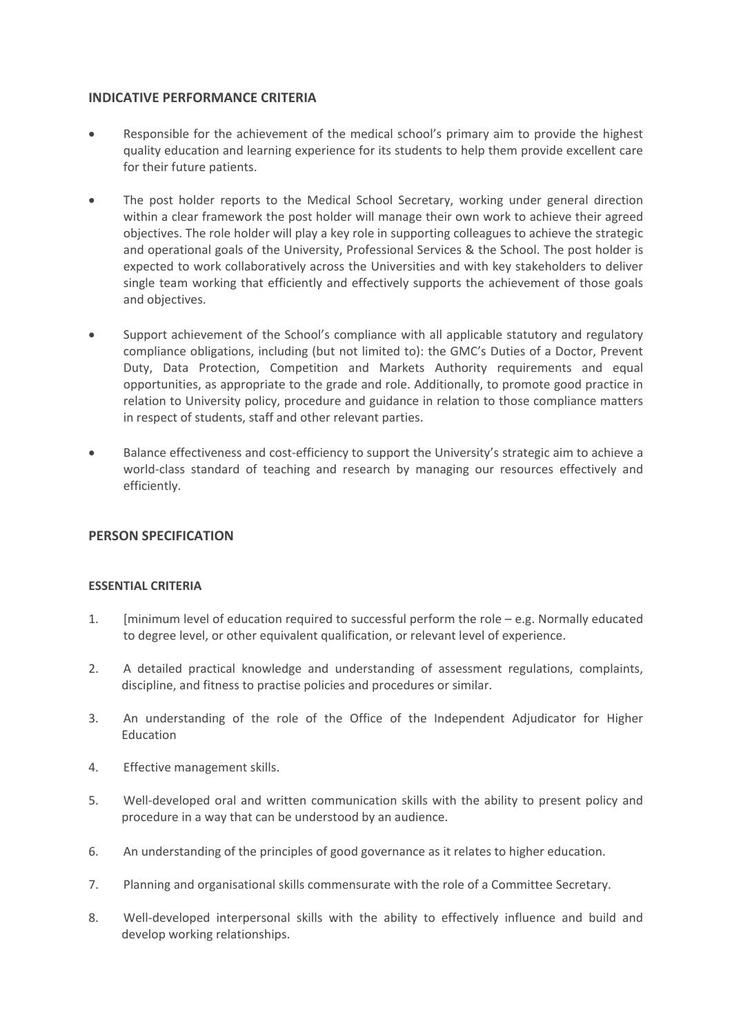## INDICATIVE PERFORMANCE CRITERIA

- Responsible for the achievement of the medical school's primary aim to provide the highest quality education and learning experience for its students to help them provide excellent care for their future patients.
- The post holder reports to the Medical School Secretary, working under general direction within a clear framework the post holder will manage their own work to achieve their agreed objectives. The role holder will play a key role in supporting colleagues to achieve the strategic and operational goals of the University, Professional Services & the School. The post holder is expected to work collaboratively across the Universities and with key stakeholders to deliver single team working that efficiently and effectively supports the achievement of those goals and objectives.
- Support achievement of the School's compliance with all applicable statutory and regulatory compliance obligations, including (but not limited to): the GMC's Duties of a Doctor, Prevent Duty, Data Protection, Competition and Markets Authority requirements and equal opportunities, as appropriate to the grade and role. Additionally, to promote good practice in relation to University policy, procedure and guidance in relation to those compliance matters in respect of students, staff and other relevant parties.
- Balance effectiveness and cost-efficiency to support the University's strategic aim to achieve a world-class standard of teaching and research by managing our resources effectively and efficiently.

## PERSON SPECIFICATION

### ESSENTIAL CRITERIA

1. [minimum level of education required to successful perform the role – e.g. Normally educated to degree level, or other equivalent qualification, or relevant level of experience.
2. A detailed practical knowledge and understanding of assessment regulations, complaints, discipline, and fitness to practise policies and procedures or similar.
3. An understanding of the role of the Office of the Independent Adjudicator for Higher Education
4. Effective management skills.
5. Well-developed oral and written communication skills with the ability to present policy and procedure in a way that can be understood by an audience.
6. An understanding of the principles of good governance as it relates to higher education.
7. Planning and organisational skills commensurate with the role of a Committee Secretary.
8. Well-developed interpersonal skills with the ability to effectively influence and build and develop working relationships.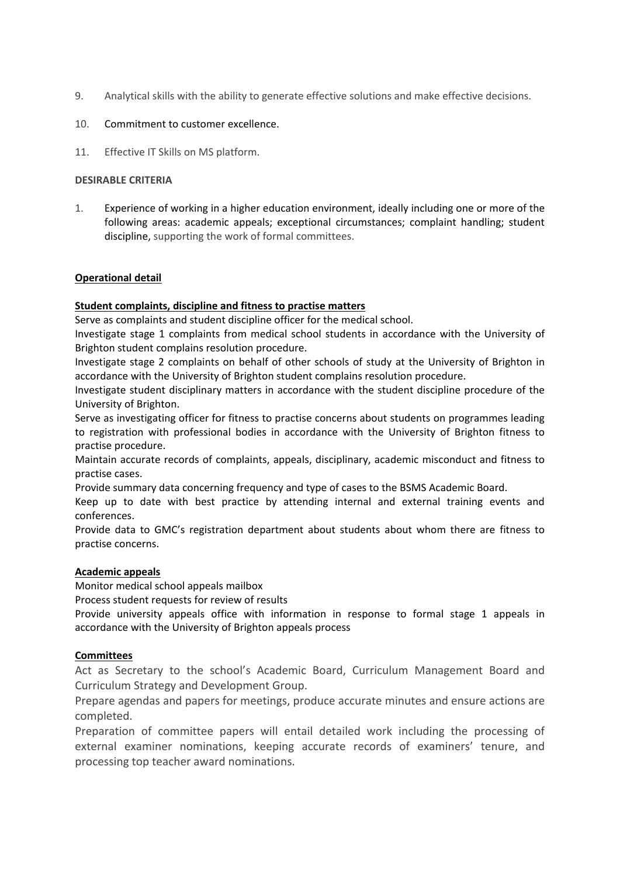9. Analytical skills with the ability to generate effective solutions and make effective decisions.

10. Commitment to customer excellence.

11. Effective IT Skills on MS platform.

**DESIRABLE CRITERIA**

1. Experience of working in a higher education environment, ideally including one or more of the following areas: academic appeals; exceptional circumstances; complaint handling; student discipline, supporting the work of formal committees.

**Operational detail**

**Student complaints, discipline and fitness to practise matters**

Serve as complaints and student discipline officer for the medical school.

Investigate stage 1 complaints from medical school students in accordance with the University of Brighton student complains resolution procedure.

Investigate stage 2 complaints on behalf of other schools of study at the University of Brighton in accordance with the University of Brighton student complains resolution procedure.

Investigate student disciplinary matters in accordance with the student discipline procedure of the University of Brighton.

Serve as investigating officer for fitness to practise concerns about students on programmes leading to registration with professional bodies in accordance with the University of Brighton fitness to practise procedure.

Maintain accurate records of complaints, appeals, disciplinary, academic misconduct and fitness to practise cases.

Provide summary data concerning frequency and type of cases to the BSMS Academic Board.

Keep up to date with best practice by attending internal and external training events and conferences.

Provide data to GMC's registration department about students about whom there are fitness to practise concerns.

**Academic appeals**

Monitor medical school appeals mailbox

Process student requests for review of results

Provide university appeals office with information in response to formal stage 1 appeals in accordance with the University of Brighton appeals process

**Committees**

Act as Secretary to the school's Academic Board, Curriculum Management Board and Curriculum Strategy and Development Group.

Prepare agendas and papers for meetings, produce accurate minutes and ensure actions are completed.

Preparation of committee papers will entail detailed work including the processing of external examiner nominations, keeping accurate records of examiners' tenure, and processing top teacher award nominations.